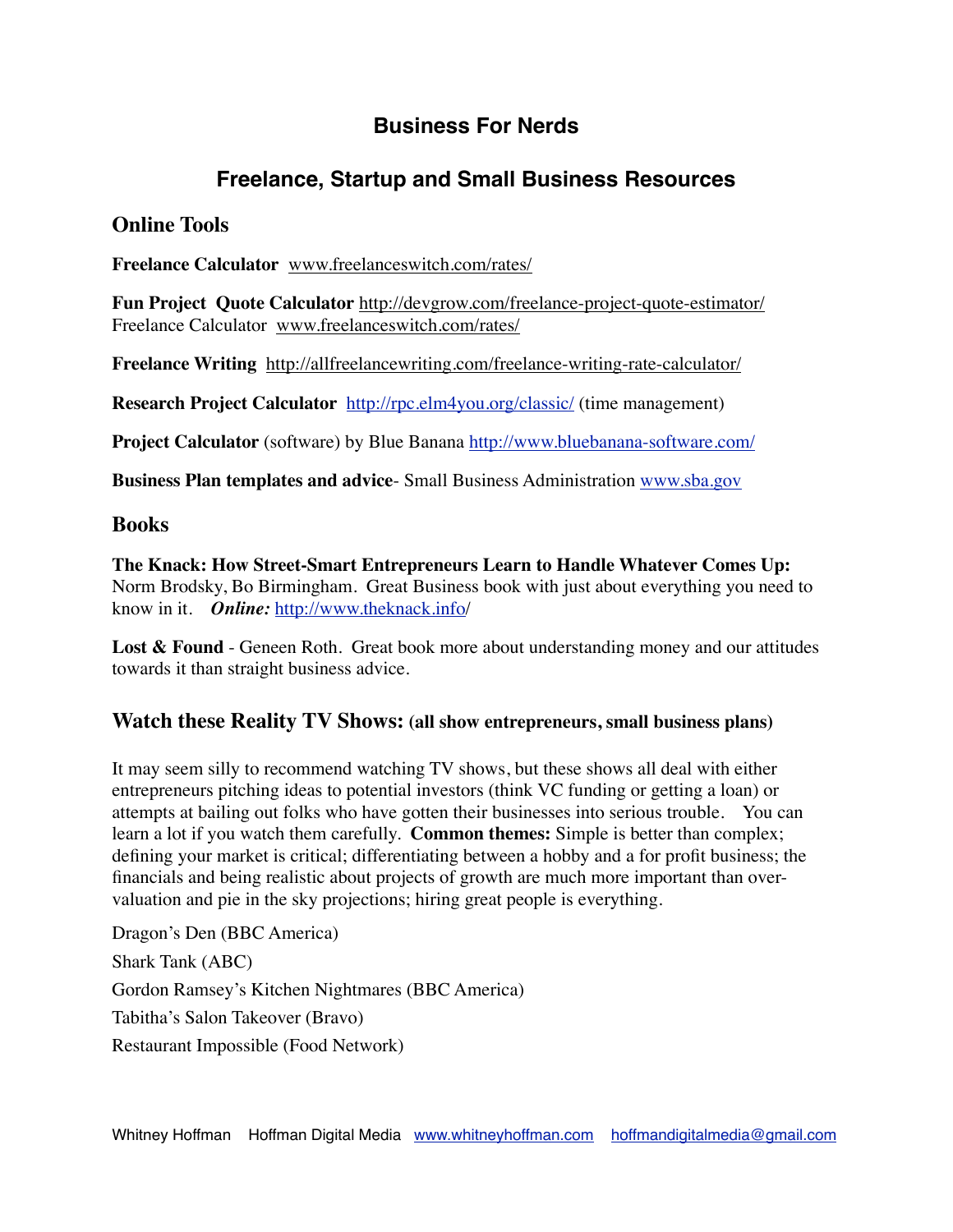# Business For Nerds

## Freelance, Startup and Small Business Resources

### Online Tools

**Freelance Calculator** www.freelanceswitch.com/rates/

**Fun Project Quote Calculator** http://devgrow.com/freelance-project-quote-estimator/
Freelance Calculator www.freelanceswitch.com/rates/

**Freelance Writing** http://allfreelancewriting.com/freelance-writing-rate-calculator/

**Research Project Calculator** http://rpc.elm4you.org/classic/ (time management)

**Project Calculator** (software) by Blue Banana http://www.bluebanana-software.com/

**Business Plan templates and advice**- Small Business Administration www.sba.gov

### Books

**The Knack: How Street-Smart Entrepreneurs Learn to Handle Whatever Comes Up:** Norm Brodsky, Bo Birmingham. Great Business book with just about everything you need to know in it. ***Online:*** http://www.theknack.info/

**Lost & Found** - Geneen Roth. Great book more about understanding money and our attitudes towards it than straight business advice.

### Watch these Reality TV Shows: (all show entrepreneurs, small business plans)

It may seem silly to recommend watching TV shows, but these shows all deal with either entrepreneurs pitching ideas to potential investors (think VC funding or getting a loan) or attempts at bailing out folks who have gotten their businesses into serious trouble. You can learn a lot if you watch them carefully. **Common themes:** Simple is better than complex; defining your market is critical; differentiating between a hobby and a for profit business; the financials and being realistic about projects of growth are much more important than over-valuation and pie in the sky projections; hiring great people is everything.

Dragon's Den (BBC America)

Shark Tank (ABC)

Gordon Ramsey's Kitchen Nightmares (BBC America)

Tabitha's Salon Takeover (Bravo)

Restaurant Impossible (Food Network)

Whitney Hoffman Hoffman Digital Media www.whitneyhoffman.com hoffmandigitalmedia@gmail.com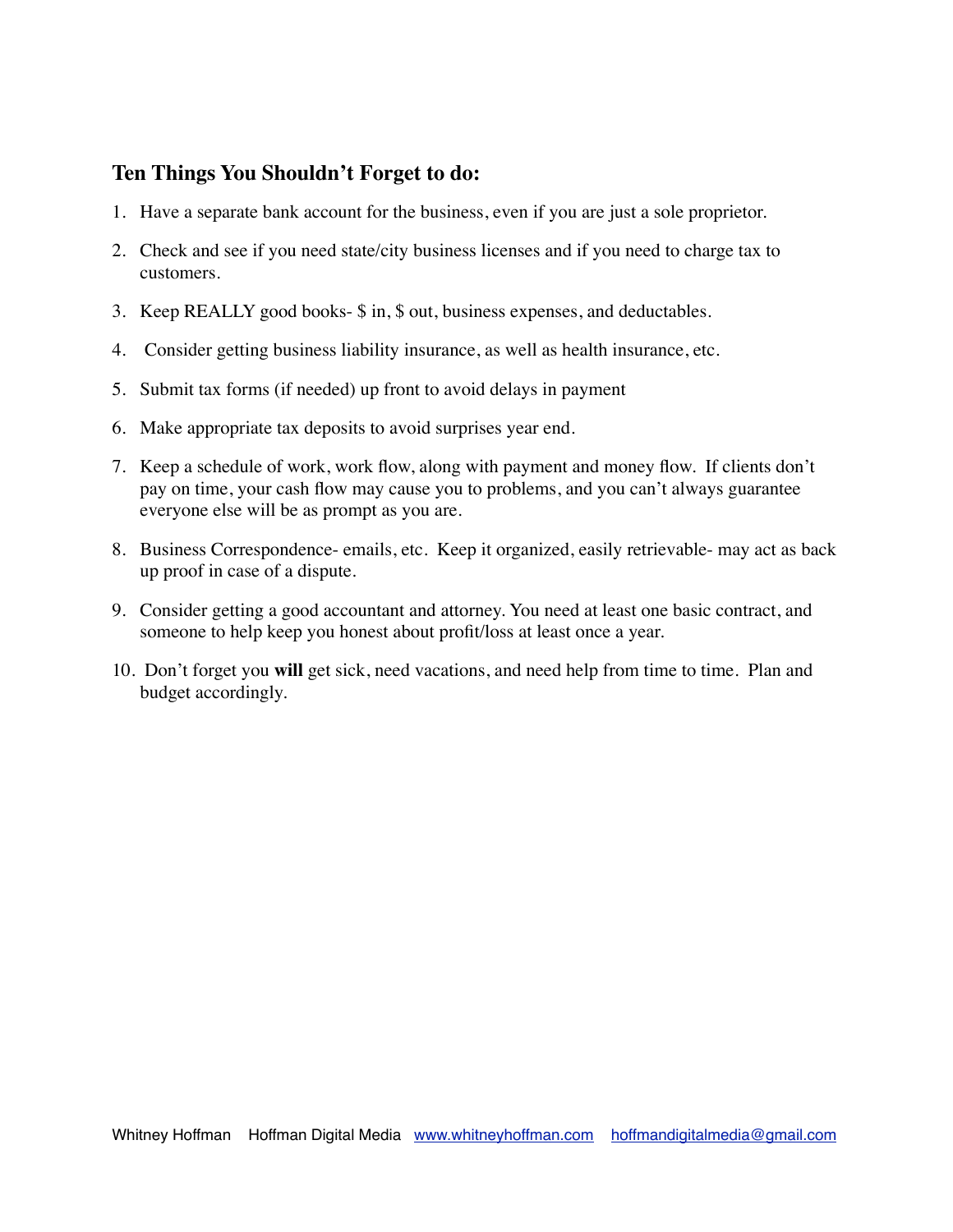### Ten Things You Shouldn't Forget to do:

1. Have a separate bank account for the business, even if you are just a sole proprietor.
2. Check and see if you need state/city business licenses and if you need to charge tax to customers.
3. Keep REALLY good books- $ in, $ out, business expenses, and deductables.
4. Consider getting business liability insurance, as well as health insurance, etc.
5. Submit tax forms (if needed) up front to avoid delays in payment
6. Make appropriate tax deposits to avoid surprises year end.
7. Keep a schedule of work, work flow, along with payment and money flow. If clients don't pay on time, your cash flow may cause you to problems, and you can't always guarantee everyone else will be as prompt as you are.
8. Business Correspondence- emails, etc. Keep it organized, easily retrievable- may act as back up proof in case of a dispute.
9. Consider getting a good accountant and attorney. You need at least one basic contract, and someone to help keep you honest about profit/loss at least once a year.
10. Don't forget you **will** get sick, need vacations, and need help from time to time. Plan and budget accordingly.